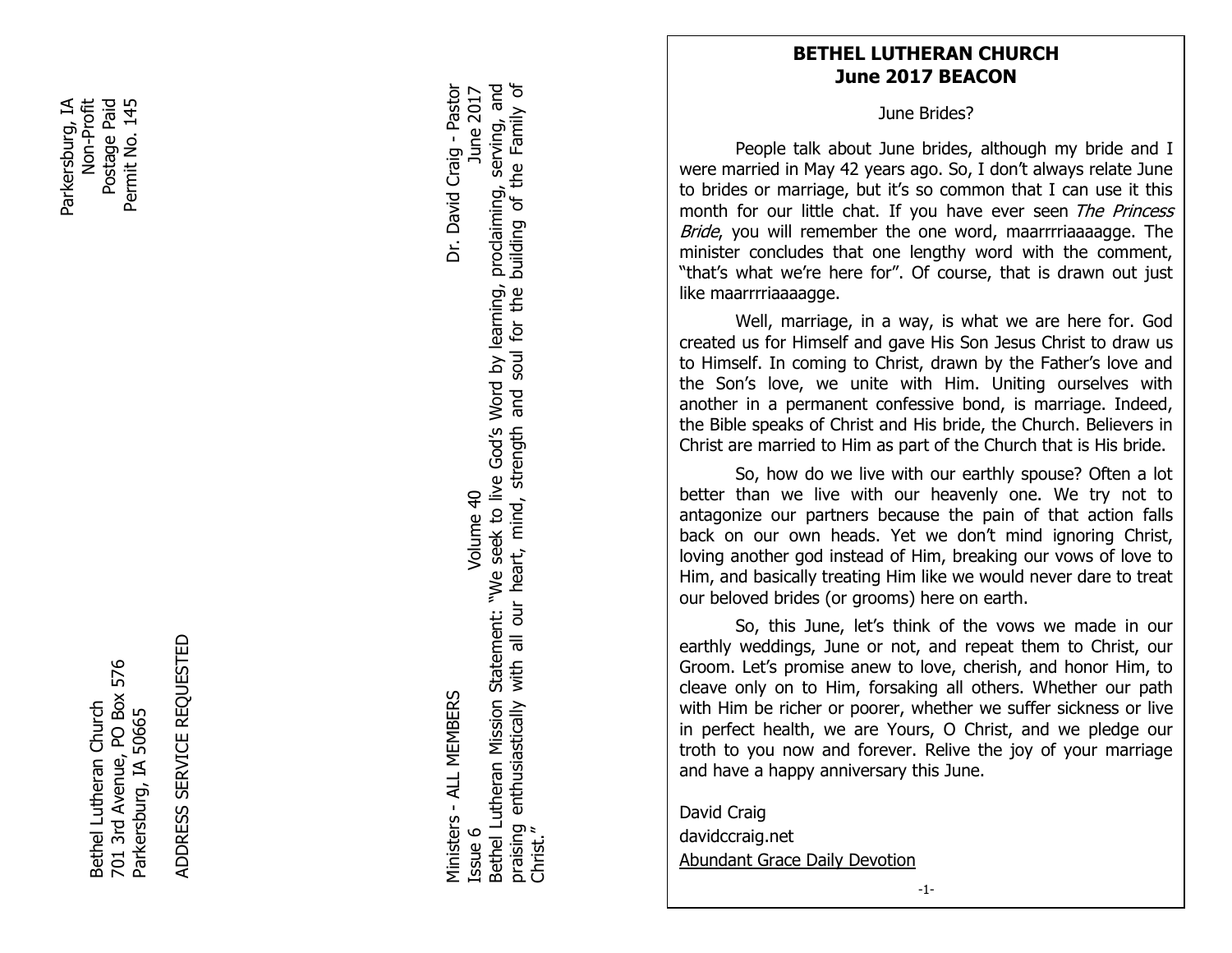Parksburg, IA
Non-Profit
Postage Paid
Permit No. 145

Bethel Lutheran Church
701 3rd Avenue, PO Box 576
Parkersburg, IA 50665

ADDRESS SERVICE REQUESTED

Ministers - ALL MEMBERS | Volume 40 | Dr. David Craig - Pastor

Issue 6 | June 2017

Bethel Lutheran Mission Statement: "We seek to live God's Word by learning, proclaiming, serving, and praising enthusiastically with all our heart, mind, strength and soul for the building of the Family of Christ."

# BETHEL LUTHERAN CHURCH
## June 2017 BEACON

June Brides?

People talk about June brides, although my bride and I were married in May 42 years ago. So, I don't always relate June to brides or marriage, but it's so common that I can use it this month for our little chat. If you have ever seen *The Princess Bride*, you will remember the one word, maarrrriaaaagge. The minister concludes that one lengthy word with the comment, "that's what we're here for". Of course, that is drawn out just like maarrrriaaaagge.

Well, marriage, in a way, is what we are here for. God created us for Himself and gave His Son Jesus Christ to draw us to Himself. In coming to Christ, drawn by the Father's love and the Son's love, we unite with Him. Uniting ourselves with another in a permanent confessive bond, is marriage. Indeed, the Bible speaks of Christ and His bride, the Church. Believers in Christ are married to Him as part of the Church that is His bride.

So, how do we live with our earthly spouse? Often a lot better than we live with our heavenly one. We try not to antagonize our partners because the pain of that action falls back on our own heads. Yet we don't mind ignoring Christ, loving another god instead of Him, breaking our vows of love to Him, and basically treating Him like we would never dare to treat our beloved brides (or grooms) here on earth.

So, this June, let's think of the vows we made in our earthly weddings, June or not, and repeat them to Christ, our Groom. Let's promise anew to love, cherish, and honor Him, to cleave only on to Him, forsaking all others. Whether our path with Him be richer or poorer, whether we suffer sickness or live in perfect health, we are Yours, O Christ, and we pledge our troth to you now and forever. Relive the joy of your marriage and have a happy anniversary this June.

David Craig
davidccraig.net
Abundant Grace Daily Devotion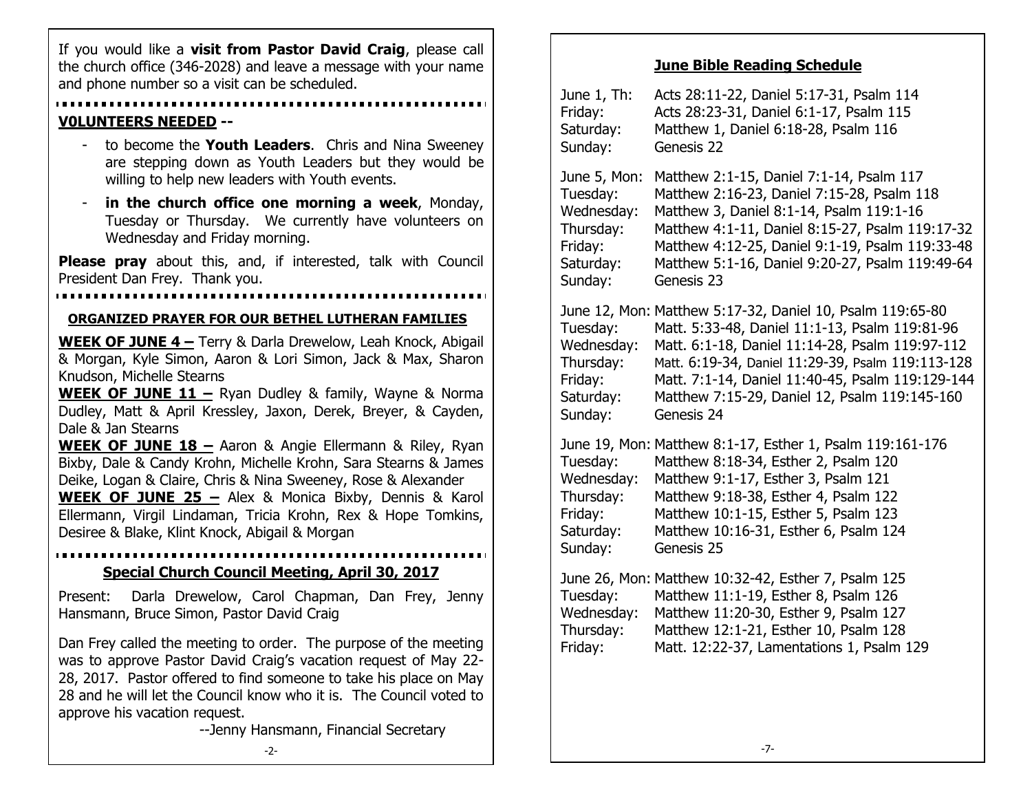If you would like a **visit from Pastor David Craig**, please call the church office (346-2028) and leave a message with your name and phone number so a visit can be scheduled.

---

**V0LUNTEERS NEEDED --**

- to become the **Youth Leaders**. Chris and Nina Sweeney are stepping down as Youth Leaders but they would be willing to help new leaders with Youth events.
- **in the church office one morning a week**, Monday, Tuesday or Thursday. We currently have volunteers on Wednesday and Friday morning.

**Please pray** about this, and, if interested, talk with Council President Dan Frey. Thank you.

---

**ORGANIZED PRAYER FOR OUR BETHEL LUTHERAN FAMILIES**

**WEEK OF JUNE 4 –** Terry & Darla Drewelow, Leah Knock, Abigail & Morgan, Kyle Simon, Aaron & Lori Simon, Jack & Max, Sharon Knudson, Michelle Stearns

**WEEK OF JUNE 11 –** Ryan Dudley & family, Wayne & Norma Dudley, Matt & April Kressley, Jaxon, Derek, Breyer, & Cayden, Dale & Jan Stearns

**WEEK OF JUNE 18 –** Aaron & Angie Ellermann & Riley, Ryan Bixby, Dale & Candy Krohn, Michelle Krohn, Sara Stearns & James Deike, Logan & Claire, Chris & Nina Sweeney, Rose & Alexander

**WEEK OF JUNE 25 –** Alex & Monica Bixby, Dennis & Karol Ellermann, Virgil Lindaman, Tricia Krohn, Rex & Hope Tomkins, Desiree & Blake, Klint Knock, Abigail & Morgan

---

**Special Church Council Meeting, April 30, 2017**

Present: Darla Drewelow, Carol Chapman, Dan Frey, Jenny Hansmann, Bruce Simon, Pastor David Craig

Dan Frey called the meeting to order. The purpose of the meeting was to approve Pastor David Craig's vacation request of May 22-28, 2017. Pastor offered to find someone to take his place on May 28 and he will let the Council know who it is. The Council voted to approve his vacation request.

--Jenny Hansmann, Financial Secretary

**June Bible Reading Schedule**

June 1, Th: Acts 28:11-22, Daniel 5:17-31, Psalm 114
Friday: Acts 28:23-31, Daniel 6:1-17, Psalm 115
Saturday: Matthew 1, Daniel 6:18-28, Psalm 116
Sunday: Genesis 22

June 5, Mon: Matthew 2:1-15, Daniel 7:1-14, Psalm 117
Tuesday: Matthew 2:16-23, Daniel 7:15-28, Psalm 118
Wednesday: Matthew 3, Daniel 8:1-14, Psalm 119:1-16
Thursday: Matthew 4:1-11, Daniel 8:15-27, Psalm 119:17-32
Friday: Matthew 4:12-25, Daniel 9:1-19, Psalm 119:33-48
Saturday: Matthew 5:1-16, Daniel 9:20-27, Psalm 119:49-64
Sunday: Genesis 23

June 12, Mon: Matthew 5:17-32, Daniel 10, Psalm 119:65-80
Tuesday: Matt. 5:33-48, Daniel 11:1-13, Psalm 119:81-96
Wednesday: Matt. 6:1-18, Daniel 11:14-28, Psalm 119:97-112
Thursday: Matt. 6:19-34, Daniel 11:29-39, Psalm 119:113-128
Friday: Matt. 7:1-14, Daniel 11:40-45, Psalm 119:129-144
Saturday: Matthew 7:15-29, Daniel 12, Psalm 119:145-160
Sunday: Genesis 24

June 19, Mon: Matthew 8:1-17, Esther 1, Psalm 119:161-176
Tuesday: Matthew 8:18-34, Esther 2, Psalm 120
Wednesday: Matthew 9:1-17, Esther 3, Psalm 121
Thursday: Matthew 9:18-38, Esther 4, Psalm 122
Friday: Matthew 10:1-15, Esther 5, Psalm 123
Saturday: Matthew 10:16-31, Esther 6, Psalm 124
Sunday: Genesis 25

June 26, Mon: Matthew 10:32-42, Esther 7, Psalm 125
Tuesday: Matthew 11:1-19, Esther 8, Psalm 126
Wednesday: Matthew 11:20-30, Esther 9, Psalm 127
Thursday: Matthew 12:1-21, Esther 10, Psalm 128
Friday: Matt. 12:22-37, Lamentations 1, Psalm 129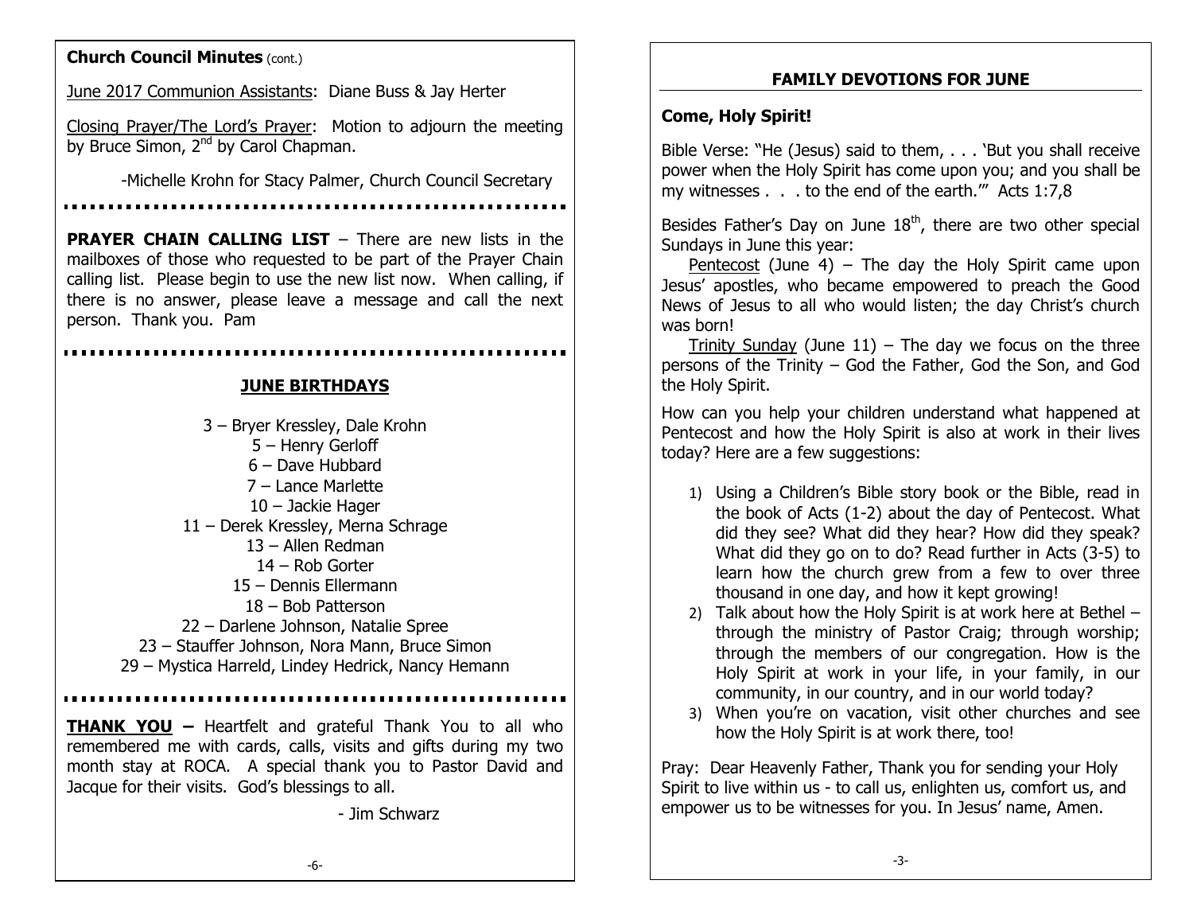**Church Council Minutes** (cont.)

June 2017 Communion Assistants: Diane Buss & Jay Herter

Closing Prayer/The Lord's Prayer: Motion to adjourn the meeting by Bruce Simon, 2nd by Carol Chapman.

-Michelle Krohn for Stacy Palmer, Church Council Secretary

---

**PRAYER CHAIN CALLING LIST** – There are new lists in the mailboxes of those who requested to be part of the Prayer Chain calling list. Please begin to use the new list now. When calling, if there is no answer, please leave a message and call the next person. Thank you. Pam

---

## JUNE BIRTHDAYS

3 – Bryer Kressley, Dale Krohn
5 – Henry Gerloff
6 – Dave Hubbard
7 – Lance Marlette
10 – Jackie Hager
11 – Derek Kressley, Merna Schrage
13 – Allen Redman
14 – Rob Gorter
15 – Dennis Ellermann
18 – Bob Patterson
22 – Darlene Johnson, Natalie Spree
23 – Stauffer Johnson, Nora Mann, Bruce Simon
29 – Mystica Harreld, Lindey Hedrick, Nancy Hemann

---

**THANK YOU –** Heartfelt and grateful Thank You to all who remembered me with cards, calls, visits and gifts during my two month stay at ROCA. A special thank you to Pastor David and Jacque for their visits. God's blessings to all.

- Jim Schwarz

## FAMILY DEVOTIONS FOR JUNE

**Come, Holy Spirit!**

Bible Verse: "He (Jesus) said to them, . . . 'But you shall receive power when the Holy Spirit has come upon you; and you shall be my witnesses . . . to the end of the earth.'" Acts 1:7,8

Besides Father's Day on June 18th, there are two other special Sundays in June this year:

Pentecost (June 4) – The day the Holy Spirit came upon Jesus' apostles, who became empowered to preach the Good News of Jesus to all who would listen; the day Christ's church was born!

Trinity Sunday (June 11) – The day we focus on the three persons of the Trinity – God the Father, God the Son, and God the Holy Spirit.

How can you help your children understand what happened at Pentecost and how the Holy Spirit is also at work in their lives today? Here are a few suggestions:

1) Using a Children's Bible story book or the Bible, read in the book of Acts (1-2) about the day of Pentecost. What did they see? What did they hear? How did they speak? What did they go on to do? Read further in Acts (3-5) to learn how the church grew from a few to over three thousand in one day, and how it kept growing!
2) Talk about how the Holy Spirit is at work here at Bethel – through the ministry of Pastor Craig; through worship; through the members of our congregation. How is the Holy Spirit at work in your life, in your family, in our community, in our country, and in our world today?
3) When you're on vacation, visit other churches and see how the Holy Spirit is at work there, too!

Pray: Dear Heavenly Father, Thank you for sending your Holy Spirit to live within us - to call us, enlighten us, comfort us, and empower us to be witnesses for you. In Jesus' name, Amen.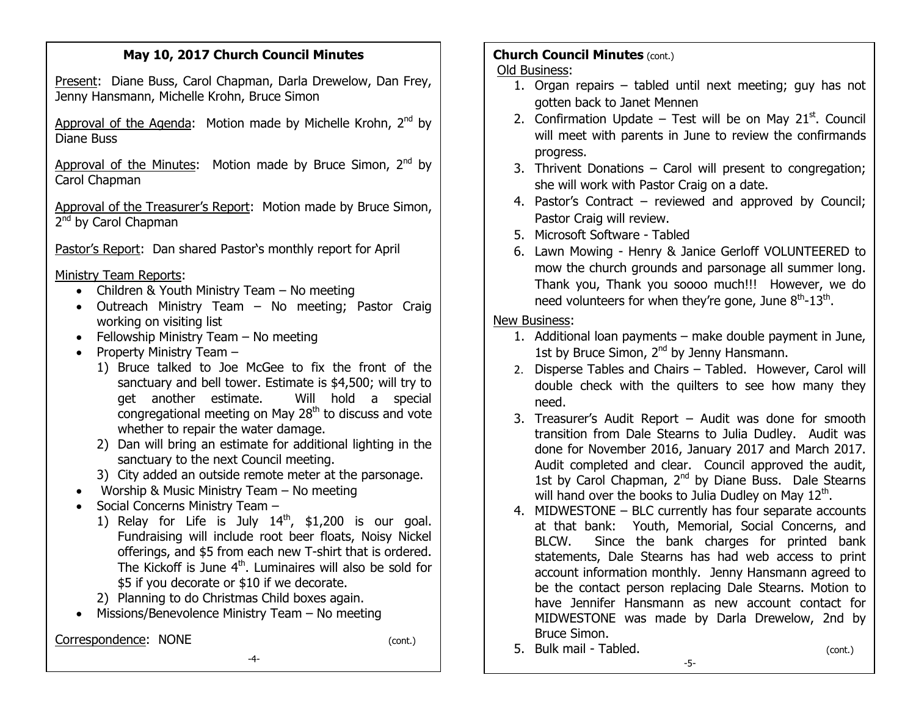## May 10, 2017 Church Council Minutes

Present: Diane Buss, Carol Chapman, Darla Drewelow, Dan Frey, Jenny Hansmann, Michelle Krohn, Bruce Simon

Approval of the Agenda: Motion made by Michelle Krohn, 2nd by Diane Buss

Approval of the Minutes: Motion made by Bruce Simon, 2nd by Carol Chapman

Approval of the Treasurer's Report: Motion made by Bruce Simon, 2nd by Carol Chapman

Pastor's Report: Dan shared Pastor's monthly report for April

Ministry Team Reports:

- Children & Youth Ministry Team – No meeting
- Outreach Ministry Team – No meeting; Pastor Craig working on visiting list
- Fellowship Ministry Team – No meeting
- Property Ministry Team –
  1) Bruce talked to Joe McGee to fix the front of the sanctuary and bell tower. Estimate is $4,500; will try to get another estimate. Will hold a special congregational meeting on May 28th to discuss and vote whether to repair the water damage.
  2) Dan will bring an estimate for additional lighting in the sanctuary to the next Council meeting.
  3) City added an outside remote meter at the parsonage.
- Worship & Music Ministry Team – No meeting
- Social Concerns Ministry Team –
  1) Relay for Life is July 14th, $1,200 is our goal. Fundraising will include root beer floats, Noisy Nickel offerings, and $5 from each new T-shirt that is ordered. The Kickoff is June 4th. Luminaires will also be sold for $5 if you decorate or $10 if we decorate.
  2) Planning to do Christmas Child boxes again.
- Missions/Benevolence Ministry Team – No meeting

Correspondence: NONE

(cont.)

**Church Council Minutes** (cont.)

Old Business:

1. Organ repairs – tabled until next meeting; guy has not gotten back to Janet Mennen
2. Confirmation Update – Test will be on May 21st. Council will meet with parents in June to review the confirmands progress.
3. Thrivent Donations – Carol will present to congregation; she will work with Pastor Craig on a date.
4. Pastor's Contract – reviewed and approved by Council; Pastor Craig will review.
5. Microsoft Software - Tabled
6. Lawn Mowing - Henry & Janice Gerloff VOLUNTEERED to mow the church grounds and parsonage all summer long. Thank you, Thank you soooo much!!! However, we do need volunteers for when they're gone, June 8th-13th.

New Business:

1. Additional loan payments – make double payment in June, 1st by Bruce Simon, 2nd by Jenny Hansmann.
2. Disperse Tables and Chairs – Tabled. However, Carol will double check with the quilters to see how many they need.
3. Treasurer's Audit Report – Audit was done for smooth transition from Dale Stearns to Julia Dudley. Audit was done for November 2016, January 2017 and March 2017. Audit completed and clear. Council approved the audit, 1st by Carol Chapman, 2nd by Diane Buss. Dale Stearns will hand over the books to Julia Dudley on May 12th.
4. MIDWESTONE – BLC currently has four separate accounts at that bank: Youth, Memorial, Social Concerns, and BLCW. Since the bank charges for printed bank statements, Dale Stearns has had web access to print account information monthly. Jenny Hansmann agreed to be the contact person replacing Dale Stearns. Motion to have Jennifer Hansmann as new account contact for MIDWESTONE was made by Darla Drewelow, 2nd by Bruce Simon.
5. Bulk mail - Tabled.

(cont.)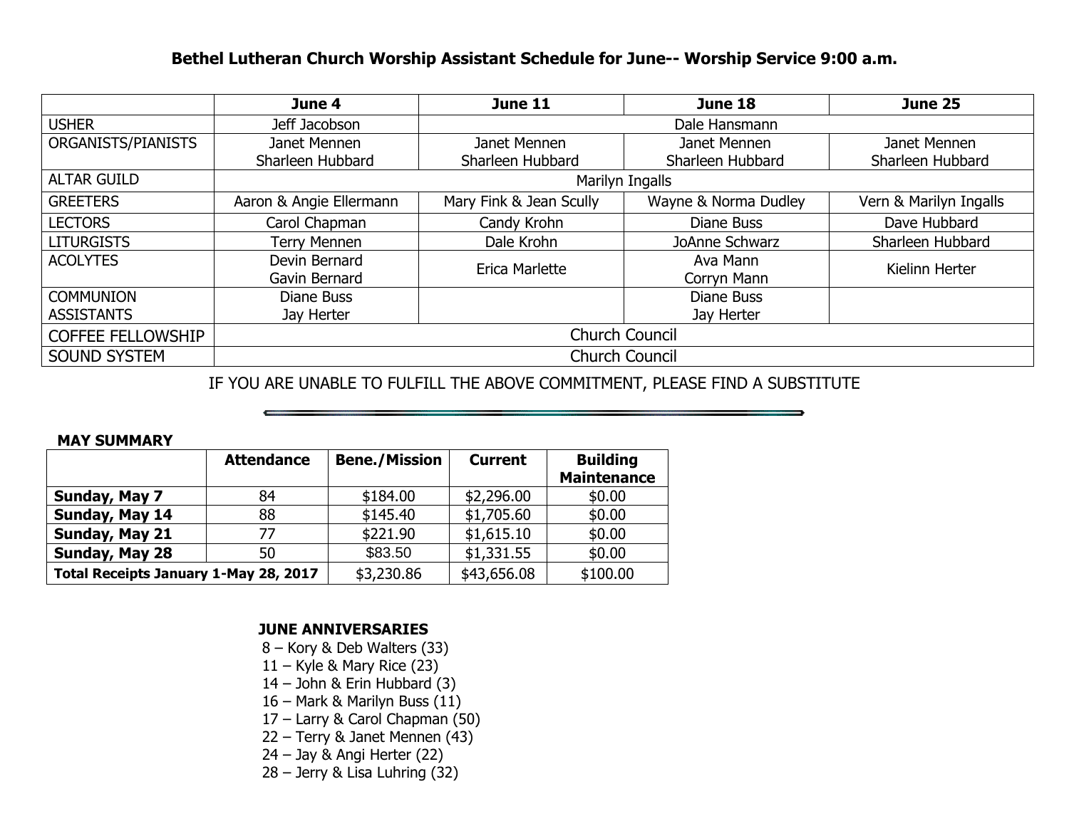**Bethel Lutheran Church Worship Assistant Schedule for June-- Worship Service 9:00 a.m.**

| | June 4 | June 11 | June 18 | June 25 |
|---|---|---|---|---|
| USHER | Jeff Jacobson | Dale Hansmann | | |
| ORGANISTS/PIANISTS | Janet Mennen Sharleen Hubbard | Janet Mennen Sharleen Hubbard | Janet Mennen Sharleen Hubbard | Janet Mennen Sharleen Hubbard |
| ALTAR GUILD | Marilyn Ingalls | | | |
| GREETERS | Aaron & Angie Ellermann | Mary Fink & Jean Scully | Wayne & Norma Dudley | Vern & Marilyn Ingalls |
| LECTORS | Carol Chapman | Candy Krohn | Diane Buss | Dave Hubbard |
| LITURGISTS | Terry Mennen | Dale Krohn | JoAnne Schwarz | Sharleen Hubbard |
| ACOLYTES | Devin Bernard Gavin Bernard | Erica Marlette | Ava Mann Corryn Mann | Kielinn Herter |
| COMMUNION ASSISTANTS | Diane Buss Jay Herter | | Diane Buss Jay Herter | |
| COFFEE FELLOWSHIP | Church Council | | | |
| SOUND SYSTEM | Church Council | | | |

IF YOU ARE UNABLE TO FULFILL THE ABOVE COMMITMENT, PLEASE FIND A SUBSTITUTE

**MAY SUMMARY**

| | Attendance | Bene./Mission | Current | Building Maintenance |
|---|---|---|---|---|
| **Sunday, May 7** | 84 | $184.00 | $2,296.00 | $0.00 |
| **Sunday, May 14** | 88 | $145.40 | $1,705.60 | $0.00 |
| **Sunday, May 21** | 77 | $221.90 | $1,615.10 | $0.00 |
| **Sunday, May 28** | 50 | $83.50 | $1,331.55 | $0.00 |
| **Total Receipts January 1-May 28, 2017** | | $3,230.86 | $43,656.08 | $100.00 |

**JUNE ANNIVERSARIES**

8 – Kory & Deb Walters (33)
11 – Kyle & Mary Rice (23)
14 – John & Erin Hubbard (3)
16 – Mark & Marilyn Buss (11)
17 – Larry & Carol Chapman (50)
22 – Terry & Janet Mennen (43)
24 – Jay & Angi Herter (22)
28 – Jerry & Lisa Luhring (32)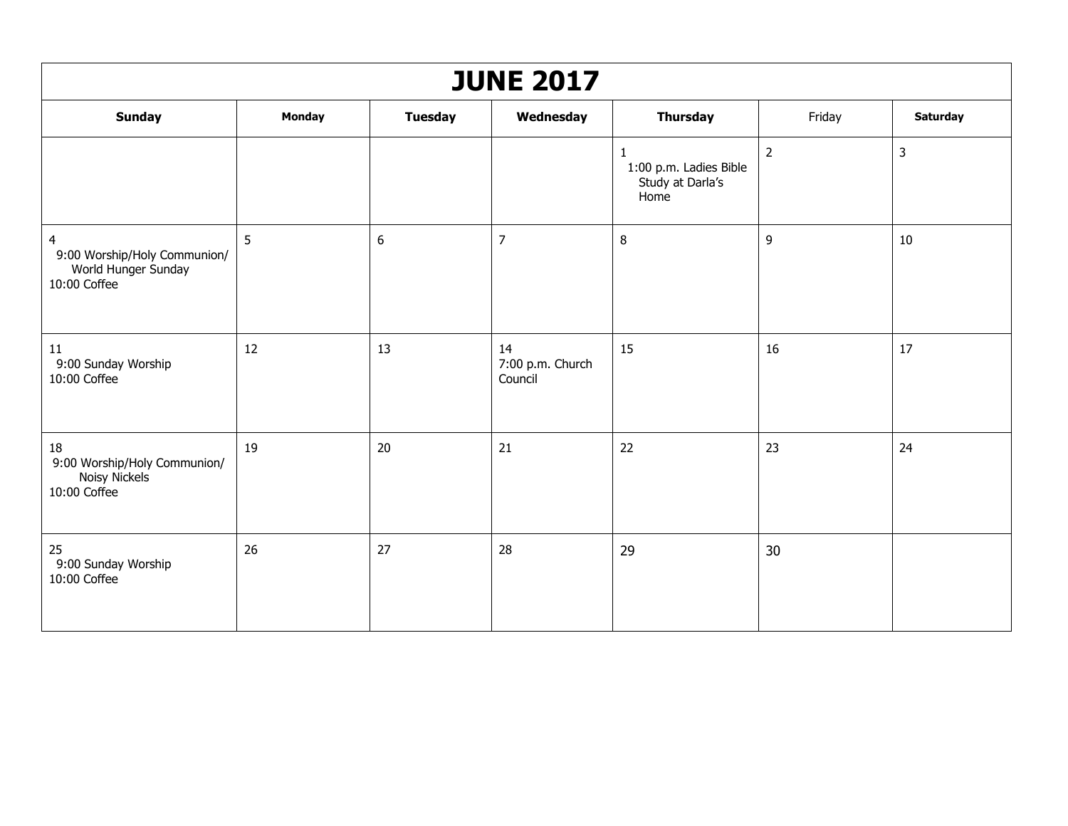# JUNE 2017

| Sunday | Monday | Tuesday | Wednesday | Thursday | Friday | Saturday |
|---|---|---|---|---|---|---|
| | | | | 1<br>1:00 p.m. Ladies Bible Study at Darla's Home | 2 | 3 |
| 4<br>9:00 Worship/Holy Communion/ World Hunger Sunday<br>10:00 Coffee | 5 | 6 | 7 | 8 | 9 | 10 |
| 11<br>9:00 Sunday Worship<br>10:00 Coffee | 12 | 13 | 14<br>7:00 p.m. Church Council | 15 | 16 | 17 |
| 18<br>9:00 Worship/Holy Communion/ Noisy Nickels<br>10:00 Coffee | 19 | 20 | 21 | 22 | 23 | 24 |
| 25<br>9:00 Sunday Worship<br>10:00 Coffee | 26 | 27 | 28 | 29 | 30 | |